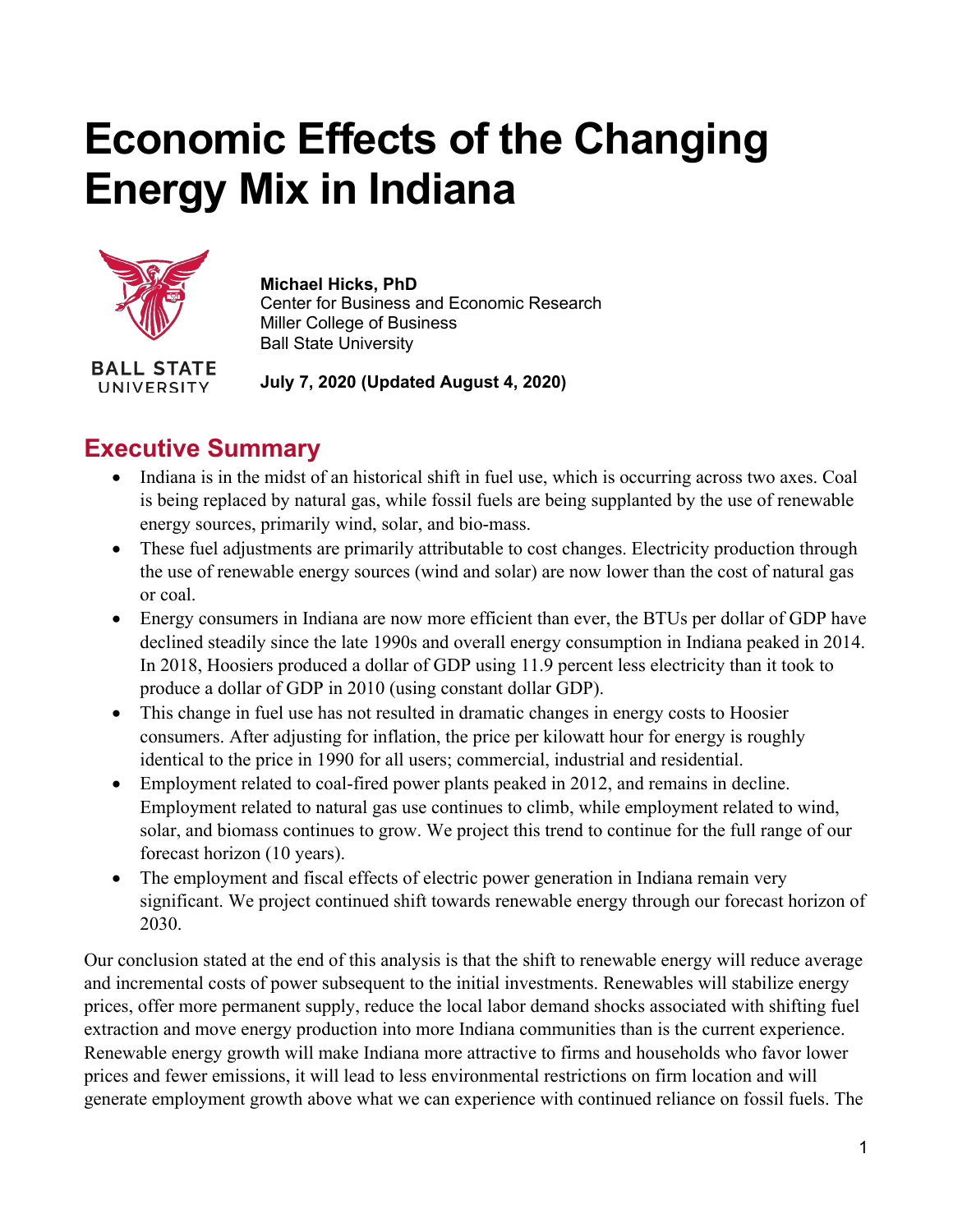# Economic Effects of the Changing Energy Mix in Indiana

BALL STATE UNIVERSITY

**Michael Hicks, PhD**
Center for Business and Economic Research
Miller College of Business
Ball State University

**July 7, 2020 (Updated August 4, 2020)**

## Executive Summary

- Indiana is in the midst of an historical shift in fuel use, which is occurring across two axes. Coal is being replaced by natural gas, while fossil fuels are being supplanted by the use of renewable energy sources, primarily wind, solar, and bio-mass.
- These fuel adjustments are primarily attributable to cost changes. Electricity production through the use of renewable energy sources (wind and solar) are now lower than the cost of natural gas or coal.
- Energy consumers in Indiana are now more efficient than ever, the BTUs per dollar of GDP have declined steadily since the late 1990s and overall energy consumption in Indiana peaked in 2014. In 2018, Hoosiers produced a dollar of GDP using 11.9 percent less electricity than it took to produce a dollar of GDP in 2010 (using constant dollar GDP).
- This change in fuel use has not resulted in dramatic changes in energy costs to Hoosier consumers. After adjusting for inflation, the price per kilowatt hour for energy is roughly identical to the price in 1990 for all users; commercial, industrial and residential.
- Employment related to coal-fired power plants peaked in 2012, and remains in decline. Employment related to natural gas use continues to climb, while employment related to wind, solar, and biomass continues to grow. We project this trend to continue for the full range of our forecast horizon (10 years).
- The employment and fiscal effects of electric power generation in Indiana remain very significant. We project continued shift towards renewable energy through our forecast horizon of 2030.

Our conclusion stated at the end of this analysis is that the shift to renewable energy will reduce average and incremental costs of power subsequent to the initial investments. Renewables will stabilize energy prices, offer more permanent supply, reduce the local labor demand shocks associated with shifting fuel extraction and move energy production into more Indiana communities than is the current experience. Renewable energy growth will make Indiana more attractive to firms and households who favor lower prices and fewer emissions, it will lead to less environmental restrictions on firm location and will generate employment growth above what we can experience with continued reliance on fossil fuels. The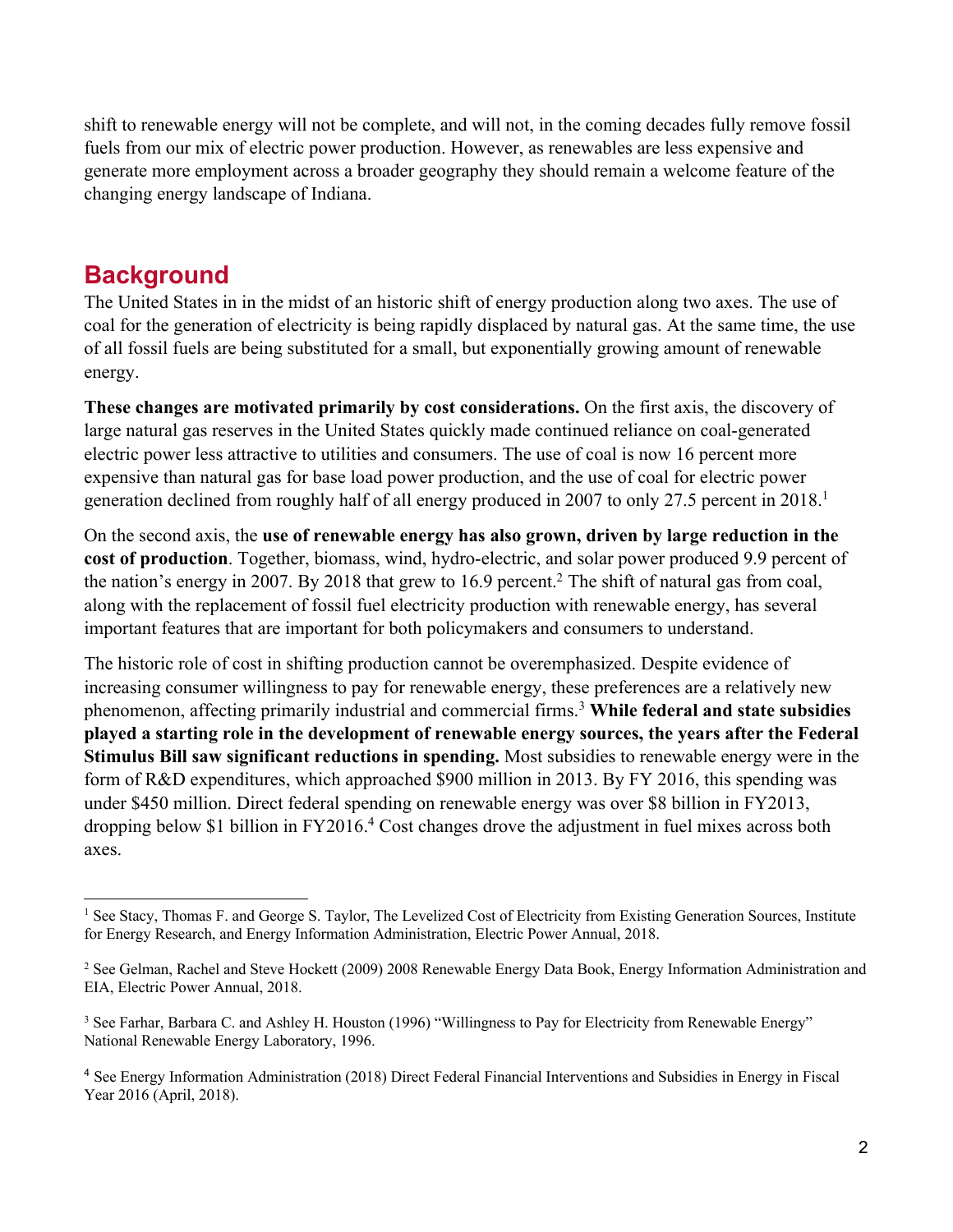shift to renewable energy will not be complete, and will not, in the coming decades fully remove fossil fuels from our mix of electric power production. However, as renewables are less expensive and generate more employment across a broader geography they should remain a welcome feature of the changing energy landscape of Indiana.

## Background

The United States in in the midst of an historic shift of energy production along two axes. The use of coal for the generation of electricity is being rapidly displaced by natural gas. At the same time, the use of all fossil fuels are being substituted for a small, but exponentially growing amount of renewable energy.

**These changes are motivated primarily by cost considerations.** On the first axis, the discovery of large natural gas reserves in the United States quickly made continued reliance on coal-generated electric power less attractive to utilities and consumers. The use of coal is now 16 percent more expensive than natural gas for base load power production, and the use of coal for electric power generation declined from roughly half of all energy produced in 2007 to only 27.5 percent in 2018.[1]

On the second axis, the **use of renewable energy has also grown, driven by large reduction in the cost of production**. Together, biomass, wind, hydro-electric, and solar power produced 9.9 percent of the nation's energy in 2007. By 2018 that grew to 16.9 percent.[2] The shift of natural gas from coal, along with the replacement of fossil fuel electricity production with renewable energy, has several important features that are important for both policymakers and consumers to understand.

The historic role of cost in shifting production cannot be overemphasized. Despite evidence of increasing consumer willingness to pay for renewable energy, these preferences are a relatively new phenomenon, affecting primarily industrial and commercial firms.[3] **While federal and state subsidies played a starting role in the development of renewable energy sources, the years after the Federal Stimulus Bill saw significant reductions in spending.** Most subsidies to renewable energy were in the form of R&D expenditures, which approached $900 million in 2013. By FY 2016, this spending was under $450 million. Direct federal spending on renewable energy was over $8 billion in FY2013, dropping below $1 billion in FY2016.[4] Cost changes drove the adjustment in fuel mixes across both axes.

---

[1] See Stacy, Thomas F. and George S. Taylor, The Levelized Cost of Electricity from Existing Generation Sources, Institute for Energy Research, and Energy Information Administration, Electric Power Annual, 2018.

[2] See Gelman, Rachel and Steve Hockett (2009) 2008 Renewable Energy Data Book, Energy Information Administration and EIA, Electric Power Annual, 2018.

[3] See Farhar, Barbara C. and Ashley H. Houston (1996) "Willingness to Pay for Electricity from Renewable Energy" National Renewable Energy Laboratory, 1996.

[4] See Energy Information Administration (2018) Direct Federal Financial Interventions and Subsidies in Energy in Fiscal Year 2016 (April, 2018).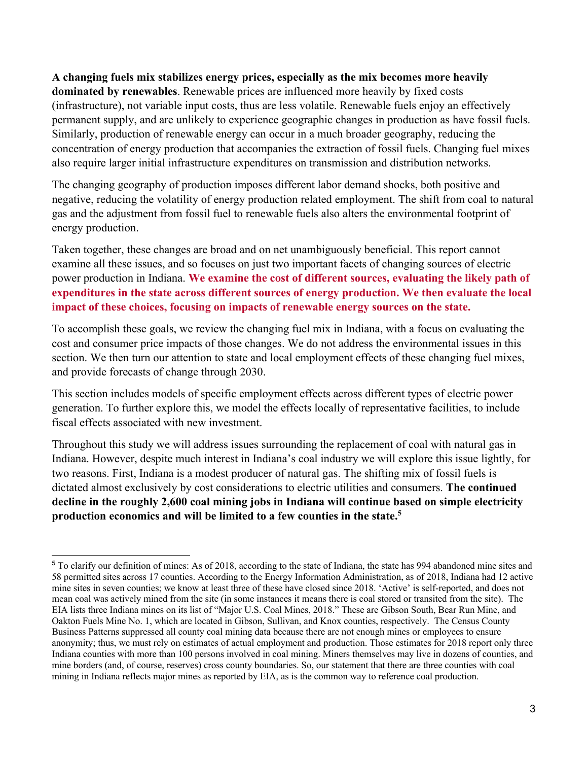**A changing fuels mix stabilizes energy prices, especially as the mix becomes more heavily dominated by renewables**. Renewable prices are influenced more heavily by fixed costs (infrastructure), not variable input costs, thus are less volatile. Renewable fuels enjoy an effectively permanent supply, and are unlikely to experience geographic changes in production as have fossil fuels. Similarly, production of renewable energy can occur in a much broader geography, reducing the concentration of energy production that accompanies the extraction of fossil fuels. Changing fuel mixes also require larger initial infrastructure expenditures on transmission and distribution networks.

The changing geography of production imposes different labor demand shocks, both positive and negative, reducing the volatility of energy production related employment. The shift from coal to natural gas and the adjustment from fossil fuel to renewable fuels also alters the environmental footprint of energy production.

Taken together, these changes are broad and on net unambiguously beneficial. This report cannot examine all these issues, and so focuses on just two important facets of changing sources of electric power production in Indiana. **We examine the cost of different sources, evaluating the likely path of expenditures in the state across different sources of energy production. We then evaluate the local impact of these choices, focusing on impacts of renewable energy sources on the state.**

To accomplish these goals, we review the changing fuel mix in Indiana, with a focus on evaluating the cost and consumer price impacts of those changes. We do not address the environmental issues in this section. We then turn our attention to state and local employment effects of these changing fuel mixes, and provide forecasts of change through 2030.

This section includes models of specific employment effects across different types of electric power generation. To further explore this, we model the effects locally of representative facilities, to include fiscal effects associated with new investment.

Throughout this study we will address issues surrounding the replacement of coal with natural gas in Indiana. However, despite much interest in Indiana's coal industry we will explore this issue lightly, for two reasons. First, Indiana is a modest producer of natural gas. The shifting mix of fossil fuels is dictated almost exclusively by cost considerations to electric utilities and consumers. **The continued decline in the roughly 2,600 coal mining jobs in Indiana will continue based on simple electricity production economics and will be limited to a few counties in the state.**[5]

---

[5] To clarify our definition of mines: As of 2018, according to the state of Indiana, the state has 994 abandoned mine sites and 58 permitted sites across 17 counties. According to the Energy Information Administration, as of 2018, Indiana had 12 active mine sites in seven counties; we know at least three of these have closed since 2018. 'Active' is self-reported, and does not mean coal was actively mined from the site (in some instances it means there is coal stored or transited from the site). The EIA lists three Indiana mines on its list of "Major U.S. Coal Mines, 2018." These are Gibson South, Bear Run Mine, and Oakton Fuels Mine No. 1, which are located in Gibson, Sullivan, and Knox counties, respectively. The Census County Business Patterns suppressed all county coal mining data because there are not enough mines or employees to ensure anonymity; thus, we must rely on estimates of actual employment and production. Those estimates for 2018 report only three Indiana counties with more than 100 persons involved in coal mining. Miners themselves may live in dozens of counties, and mine borders (and, of course, reserves) cross county boundaries. So, our statement that there are three counties with coal mining in Indiana reflects major mines as reported by EIA, as is the common way to reference coal production.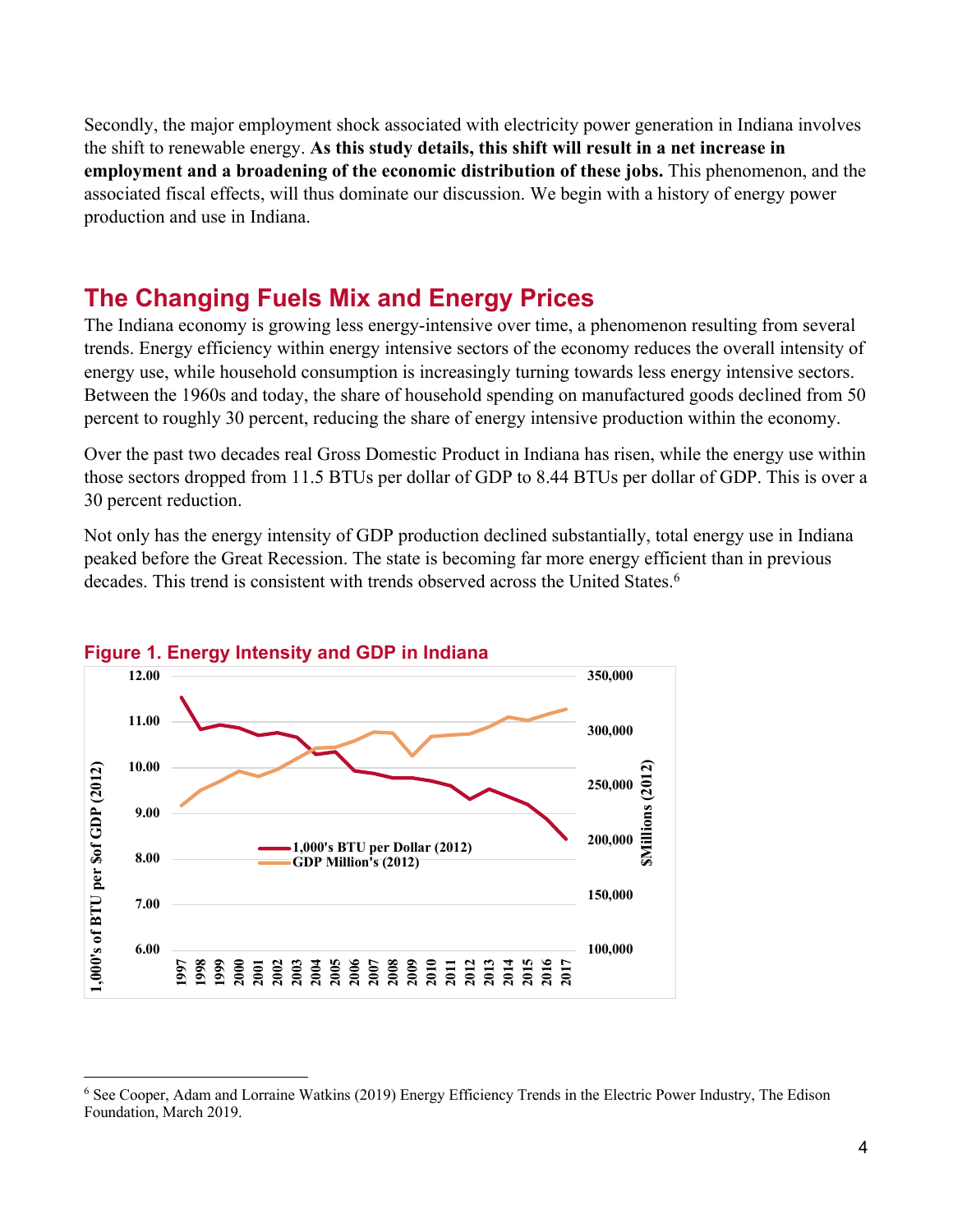Secondly, the major employment shock associated with electricity power generation in Indiana involves the shift to renewable energy. **As this study details, this shift will result in a net increase in employment and a broadening of the economic distribution of these jobs.** This phenomenon, and the associated fiscal effects, will thus dominate our discussion. We begin with a history of energy power production and use in Indiana.

## The Changing Fuels Mix and Energy Prices

The Indiana economy is growing less energy-intensive over time, a phenomenon resulting from several trends. Energy efficiency within energy intensive sectors of the economy reduces the overall intensity of energy use, while household consumption is increasingly turning towards less energy intensive sectors. Between the 1960s and today, the share of household spending on manufactured goods declined from 50 percent to roughly 30 percent, reducing the share of energy intensive production within the economy.

Over the past two decades real Gross Domestic Product in Indiana has risen, while the energy use within those sectors dropped from 11.5 BTUs per dollar of GDP to 8.44 BTUs per dollar of GDP. This is over a 30 percent reduction.

Not only has the energy intensity of GDP production declined substantially, total energy use in Indiana peaked before the Great Recession. The state is becoming far more energy efficient than in previous decades. This trend is consistent with trends observed across the United States.[6]

**Figure 1. Energy Intensity and GDP in Indiana**

[6] See Cooper, Adam and Lorraine Watkins (2019) Energy Efficiency Trends in the Electric Power Industry, The Edison Foundation, March 2019.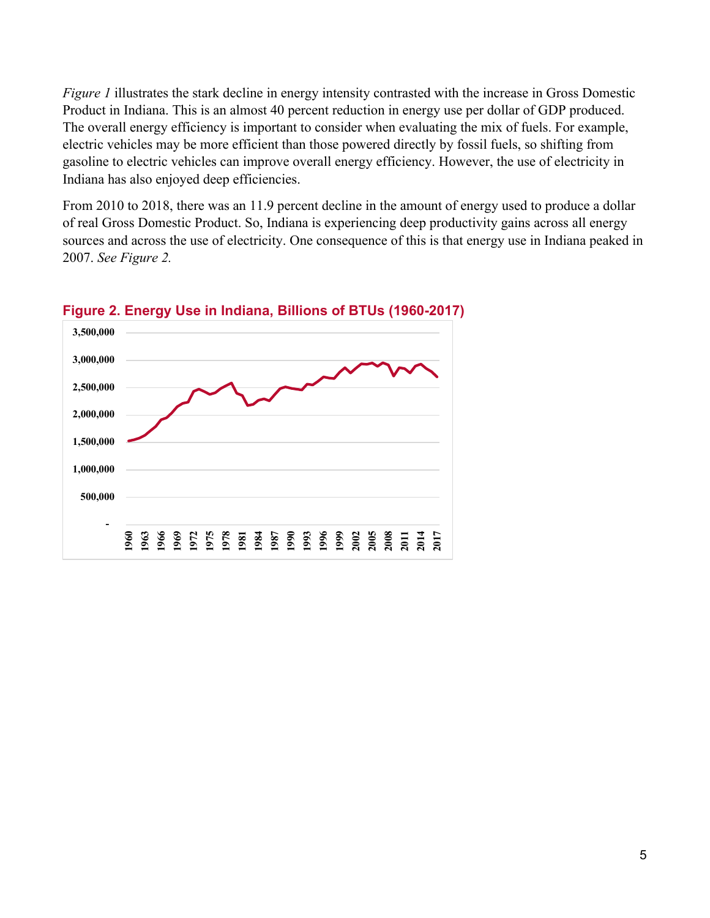*Figure 1* illustrates the stark decline in energy intensity contrasted with the increase in Gross Domestic Product in Indiana. This is an almost 40 percent reduction in energy use per dollar of GDP produced. The overall energy efficiency is important to consider when evaluating the mix of fuels. For example, electric vehicles may be more efficient than those powered directly by fossil fuels, so shifting from gasoline to electric vehicles can improve overall energy efficiency. However, the use of electricity in Indiana has also enjoyed deep efficiencies.

From 2010 to 2018, there was an 11.9 percent decline in the amount of energy used to produce a dollar of real Gross Domestic Product. So, Indiana is experiencing deep productivity gains across all energy sources and across the use of electricity. One consequence of this is that energy use in Indiana peaked in 2007. *See Figure 2.*

**Figure 2. Energy Use in Indiana, Billions of BTUs (1960-2017)**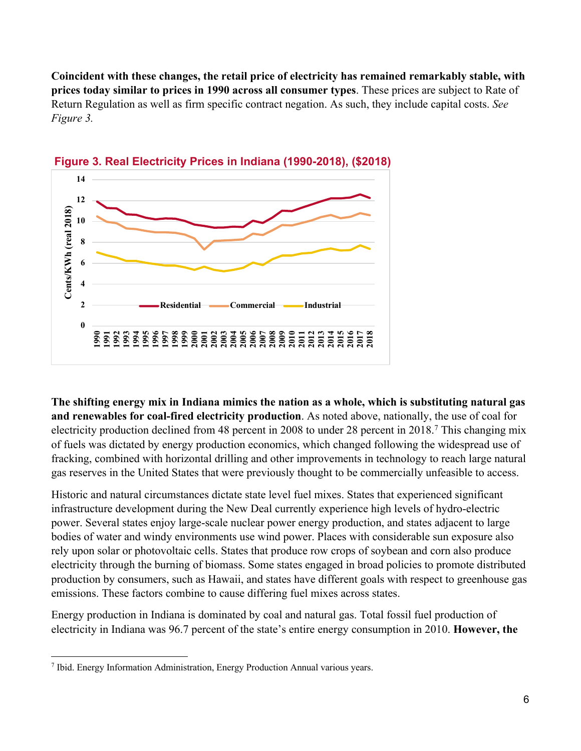**Coincident with these changes, the retail price of electricity has remained remarkably stable, with prices today similar to prices in 1990 across all consumer types**. These prices are subject to Rate of Return Regulation as well as firm specific contract negation. As such, they include capital costs. *See Figure 3.*

**Figure 3. Real Electricity Prices in Indiana (1990-2018), ($2018)**

**The shifting energy mix in Indiana mimics the nation as a whole, which is substituting natural gas and renewables for coal-fired electricity production**. As noted above, nationally, the use of coal for electricity production declined from 48 percent in 2008 to under 28 percent in 2018.[7] This changing mix of fuels was dictated by energy production economics, which changed following the widespread use of fracking, combined with horizontal drilling and other improvements in technology to reach large natural gas reserves in the United States that were previously thought to be commercially unfeasible to access.

Historic and natural circumstances dictate state level fuel mixes. States that experienced significant infrastructure development during the New Deal currently experience high levels of hydro-electric power. Several states enjoy large-scale nuclear power energy production, and states adjacent to large bodies of water and windy environments use wind power. Places with considerable sun exposure also rely upon solar or photovoltaic cells. States that produce row crops of soybean and corn also produce electricity through the burning of biomass. Some states engaged in broad policies to promote distributed production by consumers, such as Hawaii, and states have different goals with respect to greenhouse gas emissions. These factors combine to cause differing fuel mixes across states.

Energy production in Indiana is dominated by coal and natural gas. Total fossil fuel production of electricity in Indiana was 96.7 percent of the state's entire energy consumption in 2010. **However, the**

[7] Ibid. Energy Information Administration, Energy Production Annual various years.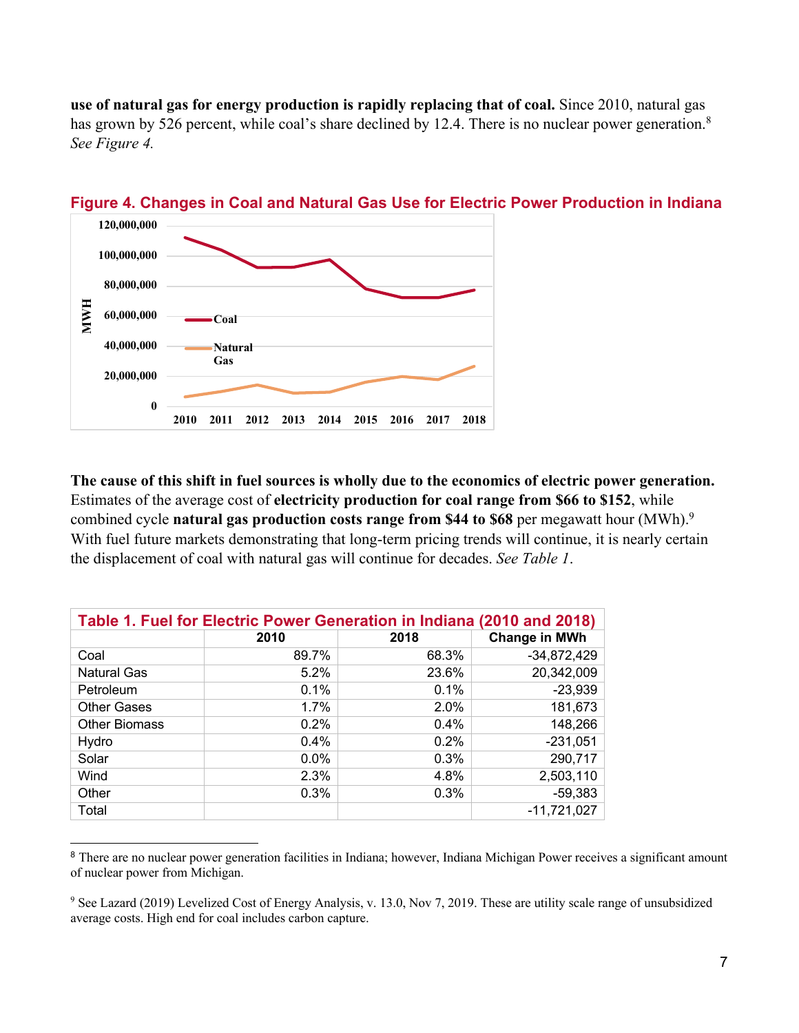**use of natural gas for energy production is rapidly replacing that of coal.** Since 2010, natural gas has grown by 526 percent, while coal's share declined by 12.4. There is no nuclear power generation.[8] *See Figure 4.*

**Figure 4. Changes in Coal and Natural Gas Use for Electric Power Production in Indiana**

**The cause of this shift in fuel sources is wholly due to the economics of electric power generation.** Estimates of the average cost of **electricity production for coal range from $66 to $152**, while combined cycle **natural gas production costs range from $44 to $68** per megawatt hour (MWh).[9] With fuel future markets demonstrating that long-term pricing trends will continue, it is nearly certain the displacement of coal with natural gas will continue for decades. *See Table 1*.

**Table 1. Fuel for Electric Power Generation in Indiana (2010 and 2018)**

| | 2010 | 2018 | Change in MWh |
|---|---|---|---|
| Coal | 89.7% | 68.3% | -34,872,429 |
| Natural Gas | 5.2% | 23.6% | 20,342,009 |
| Petroleum | 0.1% | 0.1% | -23,939 |
| Other Gases | 1.7% | 2.0% | 181,673 |
| Other Biomass | 0.2% | 0.4% | 148,266 |
| Hydro | 0.4% | 0.2% | -231,051 |
| Solar | 0.0% | 0.3% | 290,717 |
| Wind | 2.3% | 4.8% | 2,503,110 |
| Other | 0.3% | 0.3% | -59,383 |
| Total | | | -11,721,027 |

[8] There are no nuclear power generation facilities in Indiana; however, Indiana Michigan Power receives a significant amount of nuclear power from Michigan.

[9] See Lazard (2019) Levelized Cost of Energy Analysis, v. 13.0, Nov 7, 2019. These are utility scale range of unsubsidized average costs. High end for coal includes carbon capture.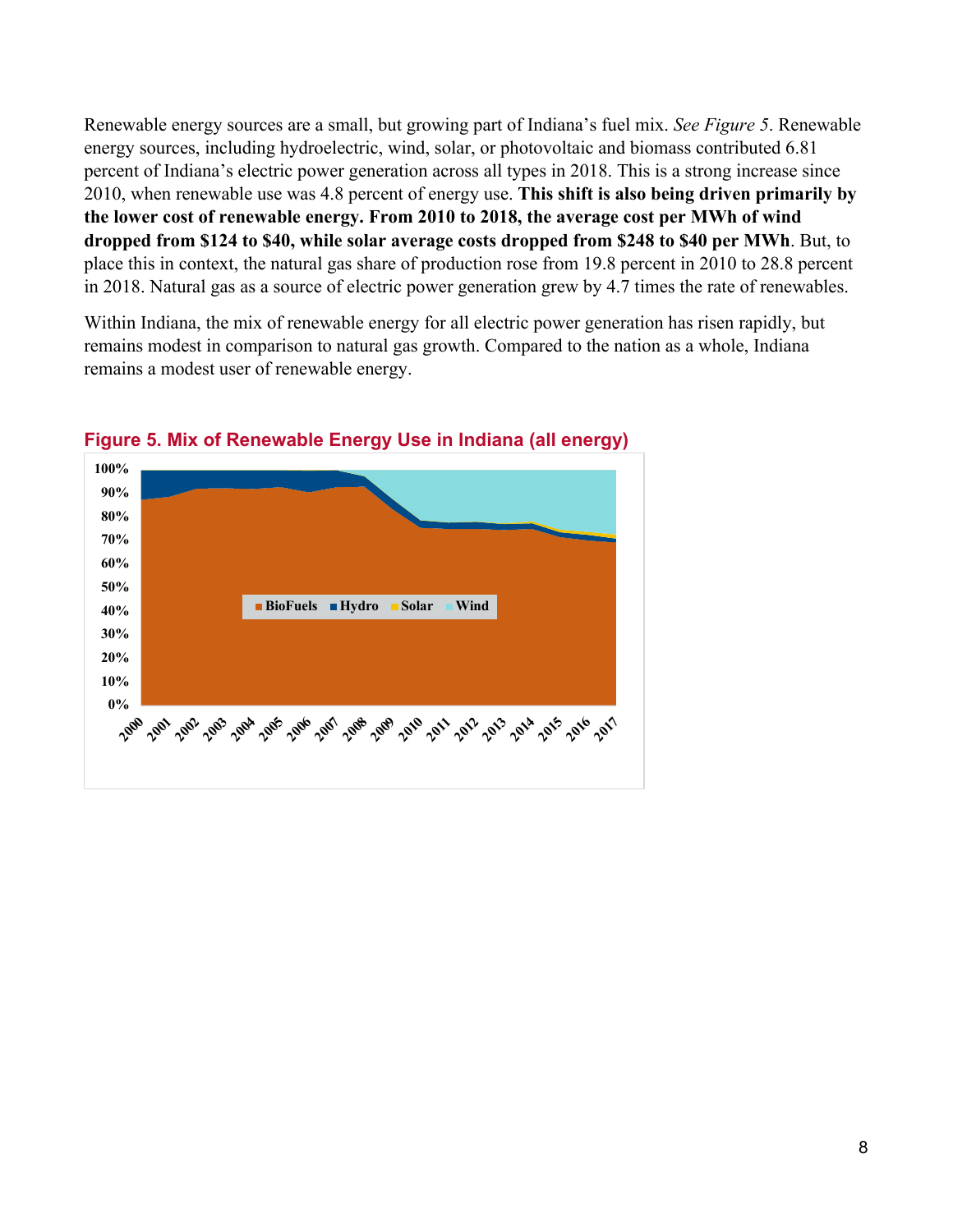Renewable energy sources are a small, but growing part of Indiana's fuel mix. *See Figure 5*. Renewable energy sources, including hydroelectric, wind, solar, or photovoltaic and biomass contributed 6.81 percent of Indiana's electric power generation across all types in 2018. This is a strong increase since 2010, when renewable use was 4.8 percent of energy use. **This shift is also being driven primarily by the lower cost of renewable energy. From 2010 to 2018, the average cost per MWh of wind dropped from $124 to $40, while solar average costs dropped from $248 to $40 per MWh**. But, to place this in context, the natural gas share of production rose from 19.8 percent in 2010 to 28.8 percent in 2018. Natural gas as a source of electric power generation grew by 4.7 times the rate of renewables.

Within Indiana, the mix of renewable energy for all electric power generation has risen rapidly, but remains modest in comparison to natural gas growth. Compared to the nation as a whole, Indiana remains a modest user of renewable energy.

**Figure 5. Mix of Renewable Energy Use in Indiana (all energy)**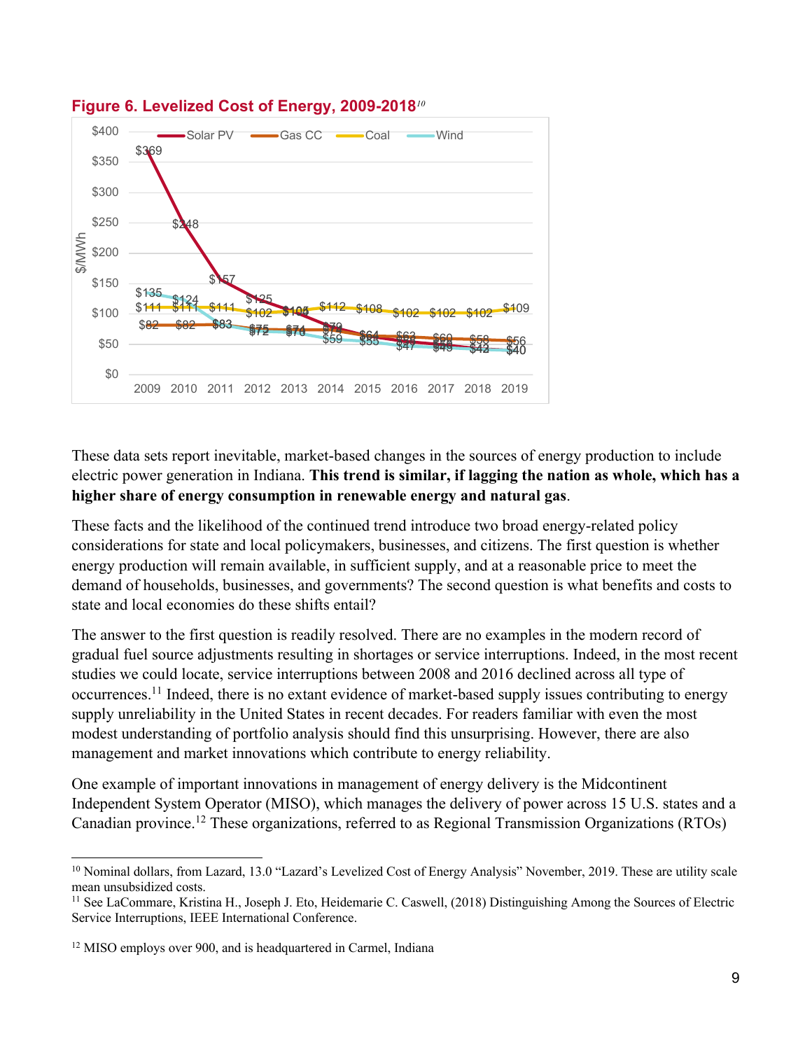**Figure 6. Levelized Cost of Energy, 2009-2018**[10]

These data sets report inevitable, market-based changes in the sources of energy production to include electric power generation in Indiana. **This trend is similar, if lagging the nation as whole, which has a higher share of energy consumption in renewable energy and natural gas**.

These facts and the likelihood of the continued trend introduce two broad energy-related policy considerations for state and local policymakers, businesses, and citizens. The first question is whether energy production will remain available, in sufficient supply, and at a reasonable price to meet the demand of households, businesses, and governments? The second question is what benefits and costs to state and local economies do these shifts entail?

The answer to the first question is readily resolved. There are no examples in the modern record of gradual fuel source adjustments resulting in shortages or service interruptions. Indeed, in the most recent studies we could locate, service interruptions between 2008 and 2016 declined across all type of occurrences.[11] Indeed, there is no extant evidence of market-based supply issues contributing to energy supply unreliability in the United States in recent decades. For readers familiar with even the most modest understanding of portfolio analysis should find this unsurprising. However, there are also management and market innovations which contribute to energy reliability.

One example of important innovations in management of energy delivery is the Midcontinent Independent System Operator (MISO), which manages the delivery of power across 15 U.S. states and a Canadian province.[12] These organizations, referred to as Regional Transmission Organizations (RTOs)

---

[10] Nominal dollars, from Lazard, 13.0 "Lazard's Levelized Cost of Energy Analysis" November, 2019. These are utility scale mean unsubsidized costs.

[11] See LaCommare, Kristina H., Joseph J. Eto, Heidemarie C. Caswell, (2018) Distinguishing Among the Sources of Electric Service Interruptions, IEEE International Conference.

[12] MISO employs over 900, and is headquartered in Carmel, Indiana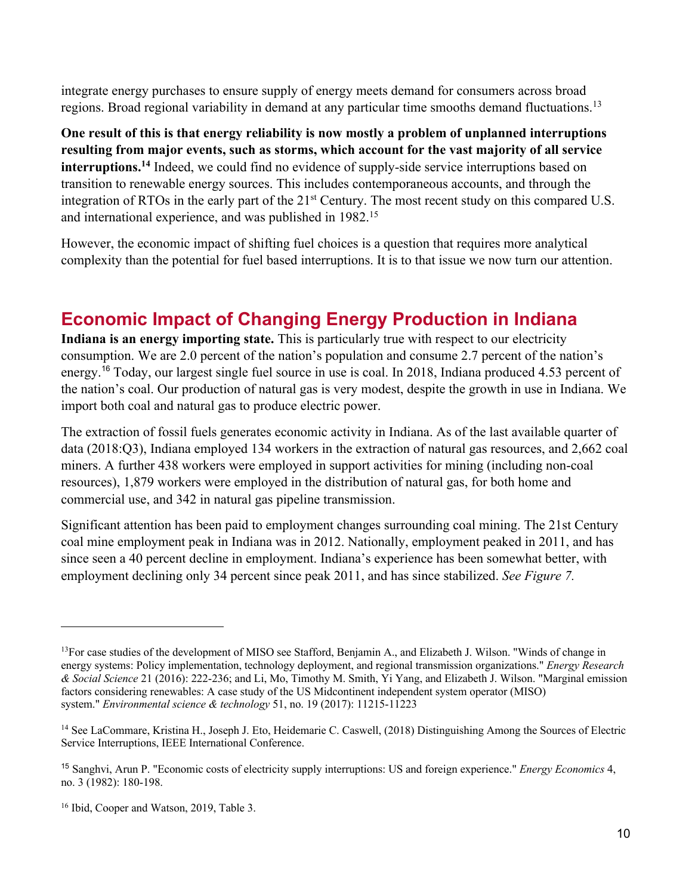integrate energy purchases to ensure supply of energy meets demand for consumers across broad regions. Broad regional variability in demand at any particular time smooths demand fluctuations.[13]

**One result of this is that energy reliability is now mostly a problem of unplanned interruptions resulting from major events, such as storms, which account for the vast majority of all service interruptions.[14]** Indeed, we could find no evidence of supply-side service interruptions based on transition to renewable energy sources. This includes contemporaneous accounts, and through the integration of RTOs in the early part of the 21st Century. The most recent study on this compared U.S. and international experience, and was published in 1982.[15]

However, the economic impact of shifting fuel choices is a question that requires more analytical complexity than the potential for fuel based interruptions. It is to that issue we now turn our attention.

## Economic Impact of Changing Energy Production in Indiana

**Indiana is an energy importing state.** This is particularly true with respect to our electricity consumption. We are 2.0 percent of the nation's population and consume 2.7 percent of the nation's energy.[16] Today, our largest single fuel source in use is coal. In 2018, Indiana produced 4.53 percent of the nation's coal. Our production of natural gas is very modest, despite the growth in use in Indiana. We import both coal and natural gas to produce electric power.

The extraction of fossil fuels generates economic activity in Indiana. As of the last available quarter of data (2018:Q3), Indiana employed 134 workers in the extraction of natural gas resources, and 2,662 coal miners. A further 438 workers were employed in support activities for mining (including non-coal resources), 1,879 workers were employed in the distribution of natural gas, for both home and commercial use, and 342 in natural gas pipeline transmission.

Significant attention has been paid to employment changes surrounding coal mining. The 21st Century coal mine employment peak in Indiana was in 2012. Nationally, employment peaked in 2011, and has since seen a 40 percent decline in employment. Indiana's experience has been somewhat better, with employment declining only 34 percent since peak 2011, and has since stabilized. *See Figure 7.*

---

[13] For case studies of the development of MISO see Stafford, Benjamin A., and Elizabeth J. Wilson. "Winds of change in energy systems: Policy implementation, technology deployment, and regional transmission organizations." *Energy Research & Social Science* 21 (2016): 222-236; and Li, Mo, Timothy M. Smith, Yi Yang, and Elizabeth J. Wilson. "Marginal emission factors considering renewables: A case study of the US Midcontinent independent system operator (MISO) system." *Environmental science & technology* 51, no. 19 (2017): 11215-11223

[14] See LaCommare, Kristina H., Joseph J. Eto, Heidemarie C. Caswell, (2018) Distinguishing Among the Sources of Electric Service Interruptions, IEEE International Conference.

[15] Sanghvi, Arun P. "Economic costs of electricity supply interruptions: US and foreign experience." *Energy Economics* 4, no. 3 (1982): 180-198.

[16] Ibid, Cooper and Watson, 2019, Table 3.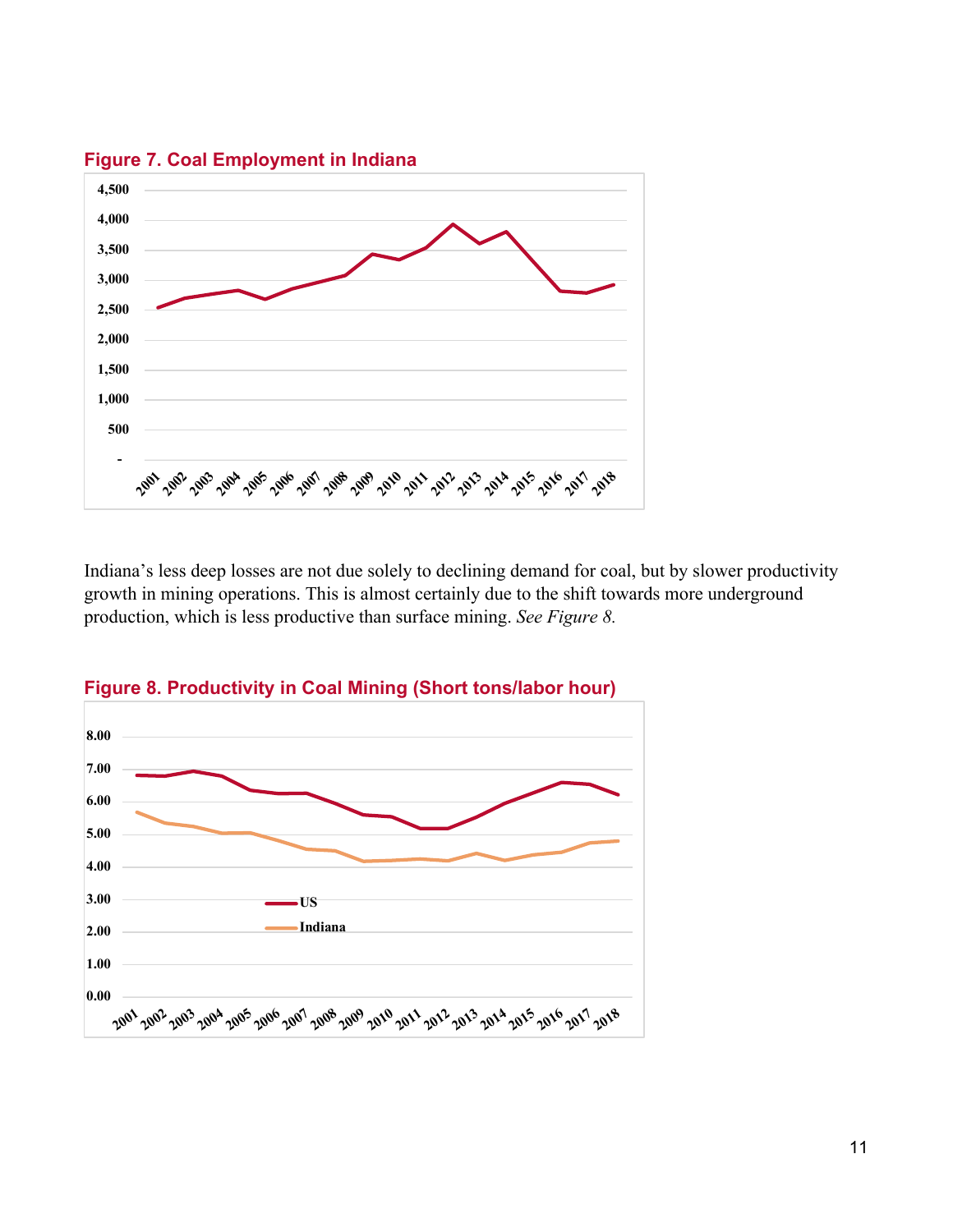**Figure 7. Coal Employment in Indiana**

Indiana's less deep losses are not due solely to declining demand for coal, but by slower productivity growth in mining operations. This is almost certainly due to the shift towards more underground production, which is less productive than surface mining. *See Figure 8.*

**Figure 8. Productivity in Coal Mining (Short tons/labor hour)**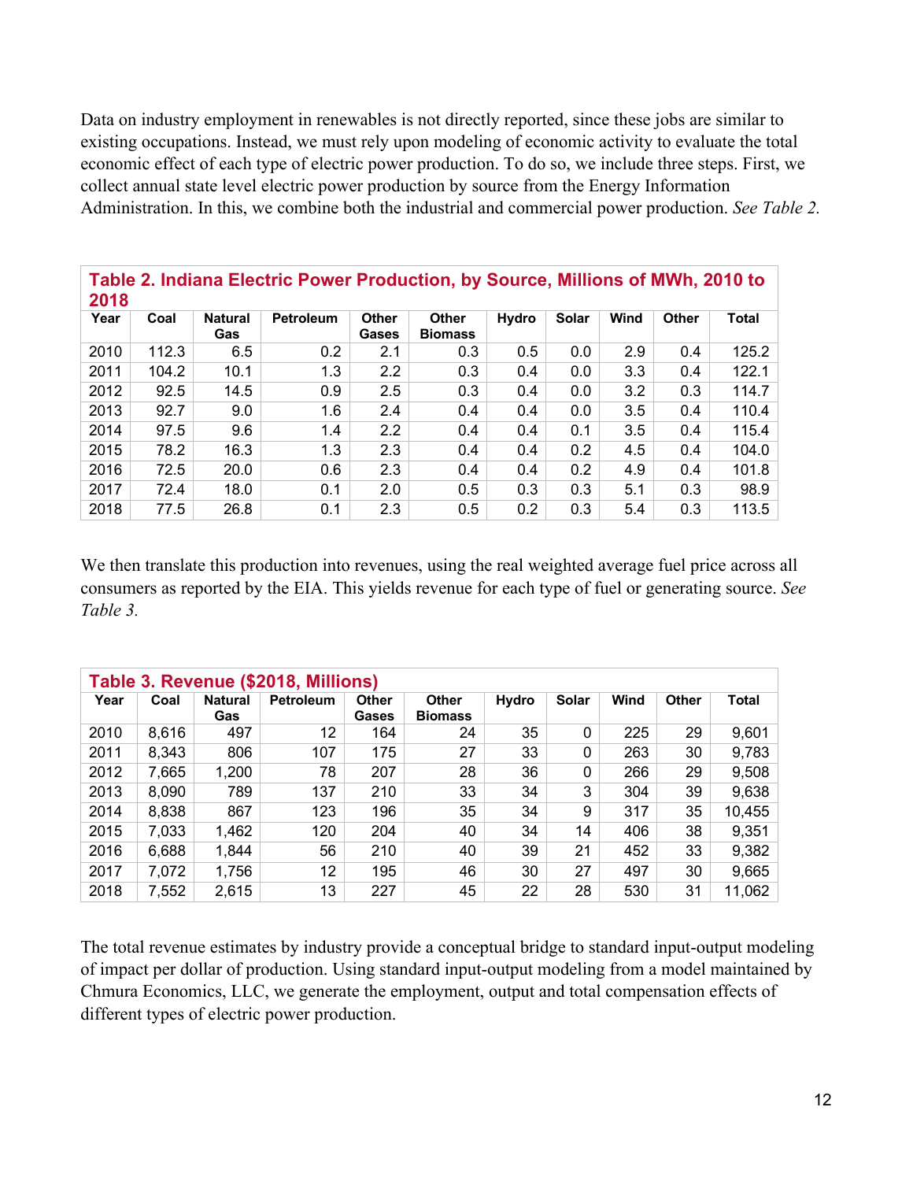Data on industry employment in renewables is not directly reported, since these jobs are similar to existing occupations. Instead, we must rely upon modeling of economic activity to evaluate the total economic effect of each type of electric power production. To do so, we include three steps. First, we collect annual state level electric power production by source from the Energy Information Administration. In this, we combine both the industrial and commercial power production. *See Table 2.*

**Table 2. Indiana Electric Power Production, by Source, Millions of MWh, 2010 to 2018**

| Year | Coal | Natural Gas | Petroleum | Other Gases | Other Biomass | Hydro | Solar | Wind | Other | Total |
|---|---|---|---|---|---|---|---|---|---|---|
| 2010 | 112.3 | 6.5 | 0.2 | 2.1 | 0.3 | 0.5 | 0.0 | 2.9 | 0.4 | 125.2 |
| 2011 | 104.2 | 10.1 | 1.3 | 2.2 | 0.3 | 0.4 | 0.0 | 3.3 | 0.4 | 122.1 |
| 2012 | 92.5 | 14.5 | 0.9 | 2.5 | 0.3 | 0.4 | 0.0 | 3.2 | 0.3 | 114.7 |
| 2013 | 92.7 | 9.0 | 1.6 | 2.4 | 0.4 | 0.4 | 0.0 | 3.5 | 0.4 | 110.4 |
| 2014 | 97.5 | 9.6 | 1.4 | 2.2 | 0.4 | 0.4 | 0.1 | 3.5 | 0.4 | 115.4 |
| 2015 | 78.2 | 16.3 | 1.3 | 2.3 | 0.4 | 0.4 | 0.2 | 4.5 | 0.4 | 104.0 |
| 2016 | 72.5 | 20.0 | 0.6 | 2.3 | 0.4 | 0.4 | 0.2 | 4.9 | 0.4 | 101.8 |
| 2017 | 72.4 | 18.0 | 0.1 | 2.0 | 0.5 | 0.3 | 0.3 | 5.1 | 0.3 | 98.9 |
| 2018 | 77.5 | 26.8 | 0.1 | 2.3 | 0.5 | 0.2 | 0.3 | 5.4 | 0.3 | 113.5 |

We then translate this production into revenues, using the real weighted average fuel price across all consumers as reported by the EIA. This yields revenue for each type of fuel or generating source. *See Table 3.*

**Table 3. Revenue ($2018, Millions)**

| Year | Coal | Natural Gas | Petroleum | Other Gases | Other Biomass | Hydro | Solar | Wind | Other | Total |
|---|---|---|---|---|---|---|---|---|---|---|
| 2010 | 8,616 | 497 | 12 | 164 | 24 | 35 | 0 | 225 | 29 | 9,601 |
| 2011 | 8,343 | 806 | 107 | 175 | 27 | 33 | 0 | 263 | 30 | 9,783 |
| 2012 | 7,665 | 1,200 | 78 | 207 | 28 | 36 | 0 | 266 | 29 | 9,508 |
| 2013 | 8,090 | 789 | 137 | 210 | 33 | 34 | 3 | 304 | 39 | 9,638 |
| 2014 | 8,838 | 867 | 123 | 196 | 35 | 34 | 9 | 317 | 35 | 10,455 |
| 2015 | 7,033 | 1,462 | 120 | 204 | 40 | 34 | 14 | 406 | 38 | 9,351 |
| 2016 | 6,688 | 1,844 | 56 | 210 | 40 | 39 | 21 | 452 | 33 | 9,382 |
| 2017 | 7,072 | 1,756 | 12 | 195 | 46 | 30 | 27 | 497 | 30 | 9,665 |
| 2018 | 7,552 | 2,615 | 13 | 227 | 45 | 22 | 28 | 530 | 31 | 11,062 |

The total revenue estimates by industry provide a conceptual bridge to standard input-output modeling of impact per dollar of production. Using standard input-output modeling from a model maintained by Chmura Economics, LLC, we generate the employment, output and total compensation effects of different types of electric power production.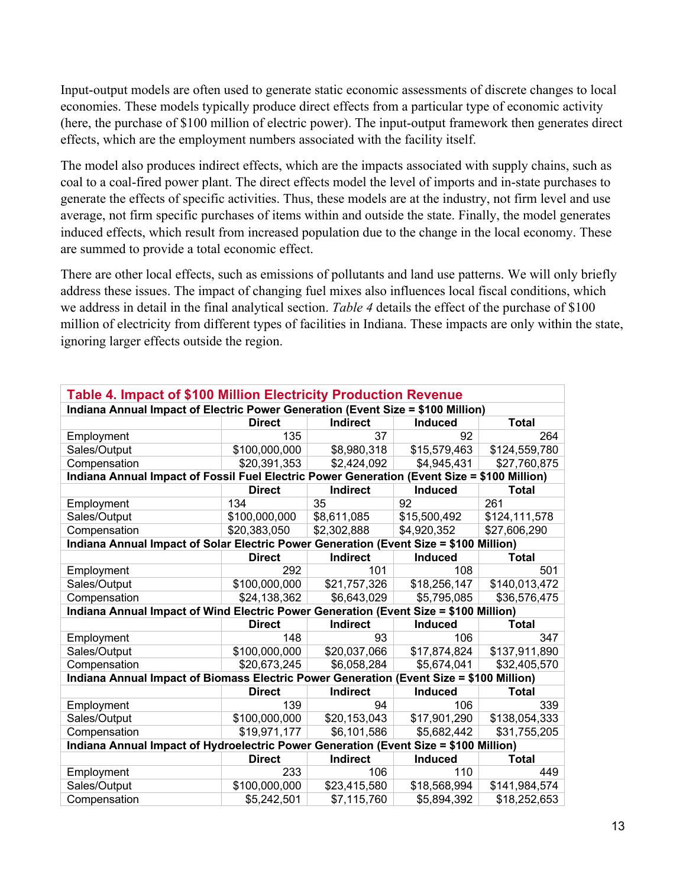Input-output models are often used to generate static economic assessments of discrete changes to local economies. These models typically produce direct effects from a particular type of economic activity (here, the purchase of $100 million of electric power). The input-output framework then generates direct effects, which are the employment numbers associated with the facility itself.

The model also produces indirect effects, which are the impacts associated with supply chains, such as coal to a coal-fired power plant. The direct effects model the level of imports and in-state purchases to generate the effects of specific activities. Thus, these models are at the industry, not firm level and use average, not firm specific purchases of items within and outside the state. Finally, the model generates induced effects, which result from increased population due to the change in the local economy. These are summed to provide a total economic effect.

There are other local effects, such as emissions of pollutants and land use patterns. We will only briefly address these issues. The impact of changing fuel mixes also influences local fiscal conditions, which we address in detail in the final analytical section. *Table 4* details the effect of the purchase of $100 million of electricity from different types of facilities in Indiana. These impacts are only within the state, ignoring larger effects outside the region.

**Table 4. Impact of $100 Million Electricity Production Revenue**

| Indiana Annual Impact of Electric Power Generation (Event Size = $100 Million) | | | | |
|---|---|---|---|---|
| | **Direct** | **Indirect** | **Induced** | **Total** |
| Employment | 135 | 37 | 92 | 264 |
| Sales/Output | $100,000,000 | $8,980,318 | $15,579,463 | $124,559,780 |
| Compensation | $20,391,353 | $2,424,092 | $4,945,431 | $27,760,875 |
| **Indiana Annual Impact of Fossil Fuel Electric Power Generation (Event Size = $100 Million)** | | | | |
| | **Direct** | **Indirect** | **Induced** | **Total** |
| Employment | 134 | 35 | 92 | 261 |
| Sales/Output | $100,000,000 | $8,611,085 | $15,500,492 | $124,111,578 |
| Compensation | $20,383,050 | $2,302,888 | $4,920,352 | $27,606,290 |
| **Indiana Annual Impact of Solar Electric Power Generation (Event Size = $100 Million)** | | | | |
| | **Direct** | **Indirect** | **Induced** | **Total** |
| Employment | 292 | 101 | 108 | 501 |
| Sales/Output | $100,000,000 | $21,757,326 | $18,256,147 | $140,013,472 |
| Compensation | $24,138,362 | $6,643,029 | $5,795,085 | $36,576,475 |
| **Indiana Annual Impact of Wind Electric Power Generation (Event Size = $100 Million)** | | | | |
| | **Direct** | **Indirect** | **Induced** | **Total** |
| Employment | 148 | 93 | 106 | 347 |
| Sales/Output | $100,000,000 | $20,037,066 | $17,874,824 | $137,911,890 |
| Compensation | $20,673,245 | $6,058,284 | $5,674,041 | $32,405,570 |
| **Indiana Annual Impact of Biomass Electric Power Generation (Event Size = $100 Million)** | | | | |
| | **Direct** | **Indirect** | **Induced** | **Total** |
| Employment | 139 | 94 | 106 | 339 |
| Sales/Output | $100,000,000 | $20,153,043 | $17,901,290 | $138,054,333 |
| Compensation | $19,971,177 | $6,101,586 | $5,682,442 | $31,755,205 |
| **Indiana Annual Impact of Hydroelectric Power Generation (Event Size = $100 Million)** | | | | |
| | **Direct** | **Indirect** | **Induced** | **Total** |
| Employment | 233 | 106 | 110 | 449 |
| Sales/Output | $100,000,000 | $23,415,580 | $18,568,994 | $141,984,574 |
| Compensation | $5,242,501 | $7,115,760 | $5,894,392 | $18,252,653 |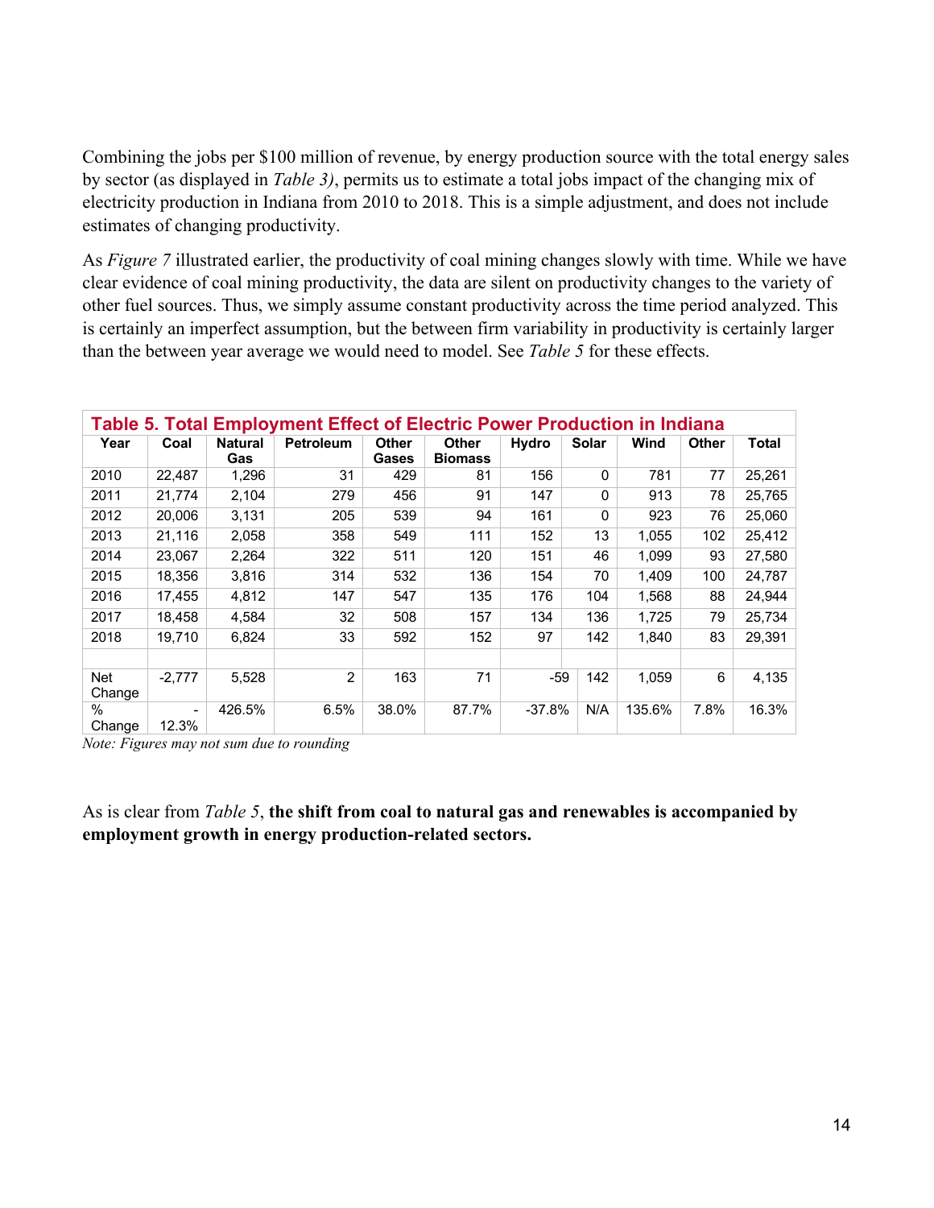Combining the jobs per $100 million of revenue, by energy production source with the total energy sales by sector (as displayed in *Table 3)*, permits us to estimate a total jobs impact of the changing mix of electricity production in Indiana from 2010 to 2018. This is a simple adjustment, and does not include estimates of changing productivity.

As *Figure 7* illustrated earlier, the productivity of coal mining changes slowly with time. While we have clear evidence of coal mining productivity, the data are silent on productivity changes to the variety of other fuel sources. Thus, we simply assume constant productivity across the time period analyzed. This is certainly an imperfect assumption, but the between firm variability in productivity is certainly larger than the between year average we would need to model. See *Table 5* for these effects.

**Table 5. Total Employment Effect of Electric Power Production in Indiana**

| Year | Coal | Natural Gas | Petroleum | Other Gases | Other Biomass | Hydro | Solar | Wind | Other | Total |
|---|---|---|---|---|---|---|---|---|---|---|
| 2010 | 22,487 | 1,296 | 31 | 429 | 81 | 156 | 0 | 781 | 77 | 25,261 |
| 2011 | 21,774 | 2,104 | 279 | 456 | 91 | 147 | 0 | 913 | 78 | 25,765 |
| 2012 | 20,006 | 3,131 | 205 | 539 | 94 | 161 | 0 | 923 | 76 | 25,060 |
| 2013 | 21,116 | 2,058 | 358 | 549 | 111 | 152 | 13 | 1,055 | 102 | 25,412 |
| 2014 | 23,067 | 2,264 | 322 | 511 | 120 | 151 | 46 | 1,099 | 93 | 27,580 |
| 2015 | 18,356 | 3,816 | 314 | 532 | 136 | 154 | 70 | 1,409 | 100 | 24,787 |
| 2016 | 17,455 | 4,812 | 147 | 547 | 135 | 176 | 104 | 1,568 | 88 | 24,944 |
| 2017 | 18,458 | 4,584 | 32 | 508 | 157 | 134 | 136 | 1,725 | 79 | 25,734 |
| 2018 | 19,710 | 6,824 | 33 | 592 | 152 | 97 | 142 | 1,840 | 83 | 29,391 |
| | | | | | | | | | | |
| Net Change | -2,777 | 5,528 | 2 | 163 | 71 | -59 | 142 | 1,059 | 6 | 4,135 |
| % Change | -12.3% | 426.5% | 6.5% | 38.0% | 87.7% | -37.8% | N/A | 135.6% | 7.8% | 16.3% |

*Note: Figures may not sum due to rounding*

As is clear from *Table 5*, **the shift from coal to natural gas and renewables is accompanied by employment growth in energy production-related sectors.**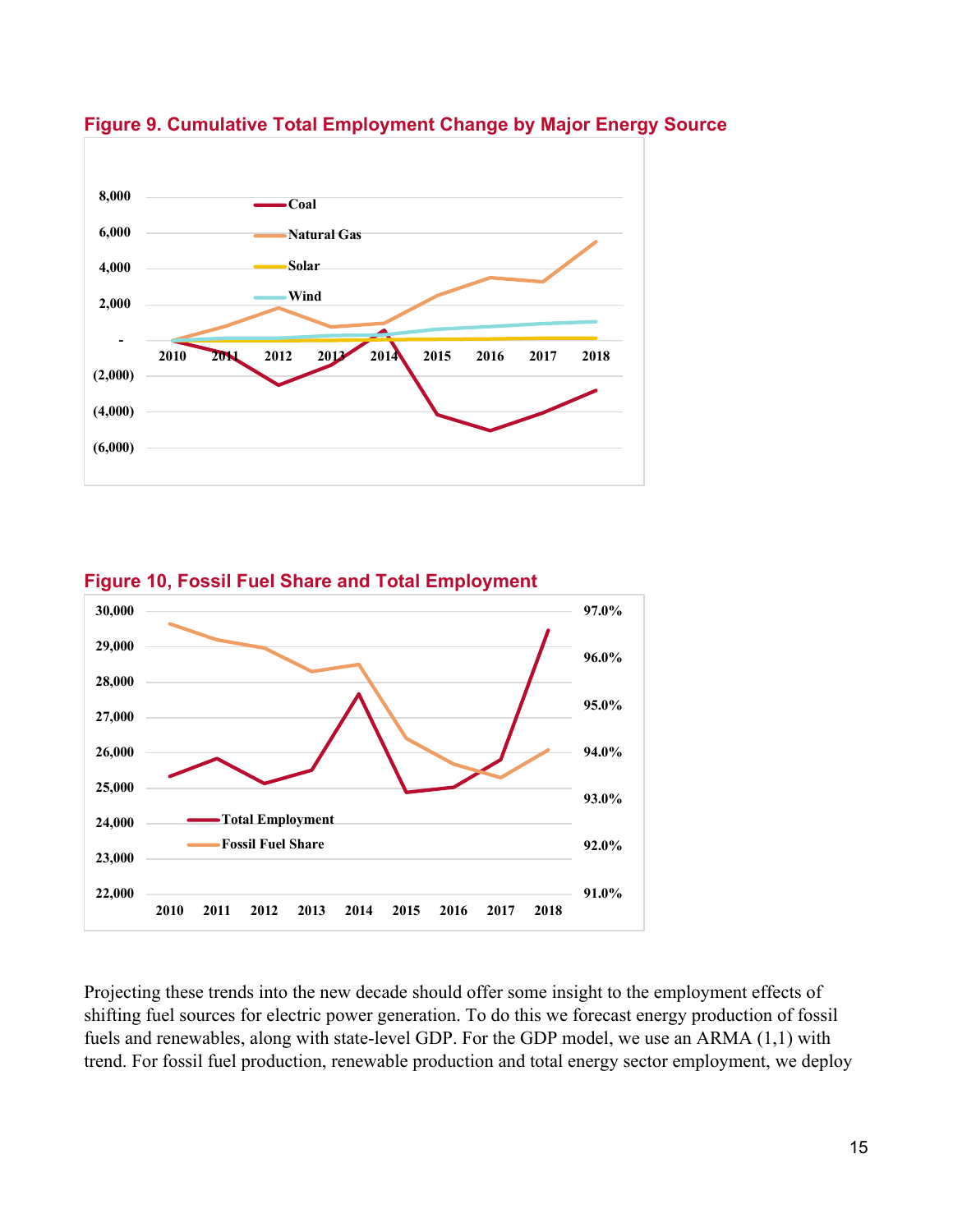**Figure 9. Cumulative Total Employment Change by Major Energy Source**

**Figure 10, Fossil Fuel Share and Total Employment**

Projecting these trends into the new decade should offer some insight to the employment effects of shifting fuel sources for electric power generation. To do this we forecast energy production of fossil fuels and renewables, along with state-level GDP. For the GDP model, we use an ARMA (1,1) with trend. For fossil fuel production, renewable production and total energy sector employment, we deploy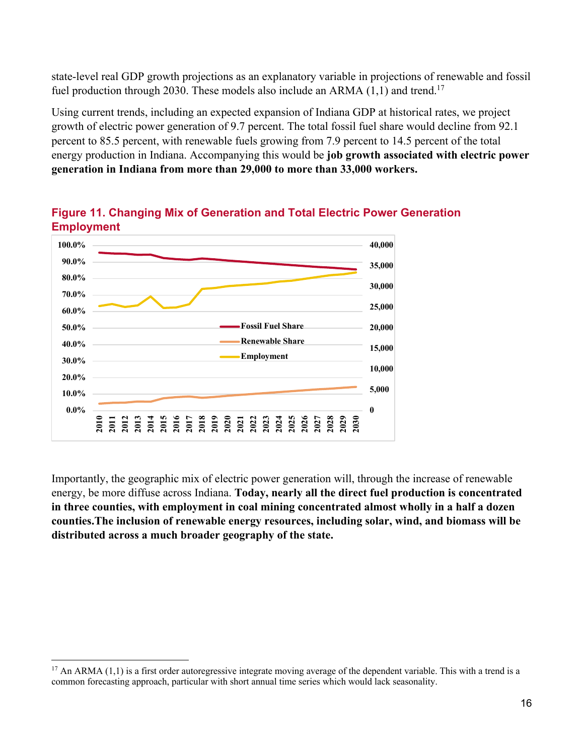state-level real GDP growth projections as an explanatory variable in projections of renewable and fossil fuel production through 2030. These models also include an ARMA (1,1) and trend.[17]

Using current trends, including an expected expansion of Indiana GDP at historical rates, we project growth of electric power generation of 9.7 percent. The total fossil fuel share would decline from 92.1 percent to 85.5 percent, with renewable fuels growing from 7.9 percent to 14.5 percent of the total energy production in Indiana. Accompanying this would be **job growth associated with electric power generation in Indiana from more than 29,000 to more than 33,000 workers.**

### Figure 11. Changing Mix of Generation and Total Electric Power Generation Employment

Importantly, the geographic mix of electric power generation will, through the increase of renewable energy, be more diffuse across Indiana. **Today, nearly all the direct fuel production is concentrated in three counties, with employment in coal mining concentrated almost wholly in a half a dozen counties.The inclusion of renewable energy resources, including solar, wind, and biomass will be distributed across a much broader geography of the state.**

[17] An ARMA (1,1) is a first order autoregressive integrate moving average of the dependent variable. This with a trend is a common forecasting approach, particular with short annual time series which would lack seasonality.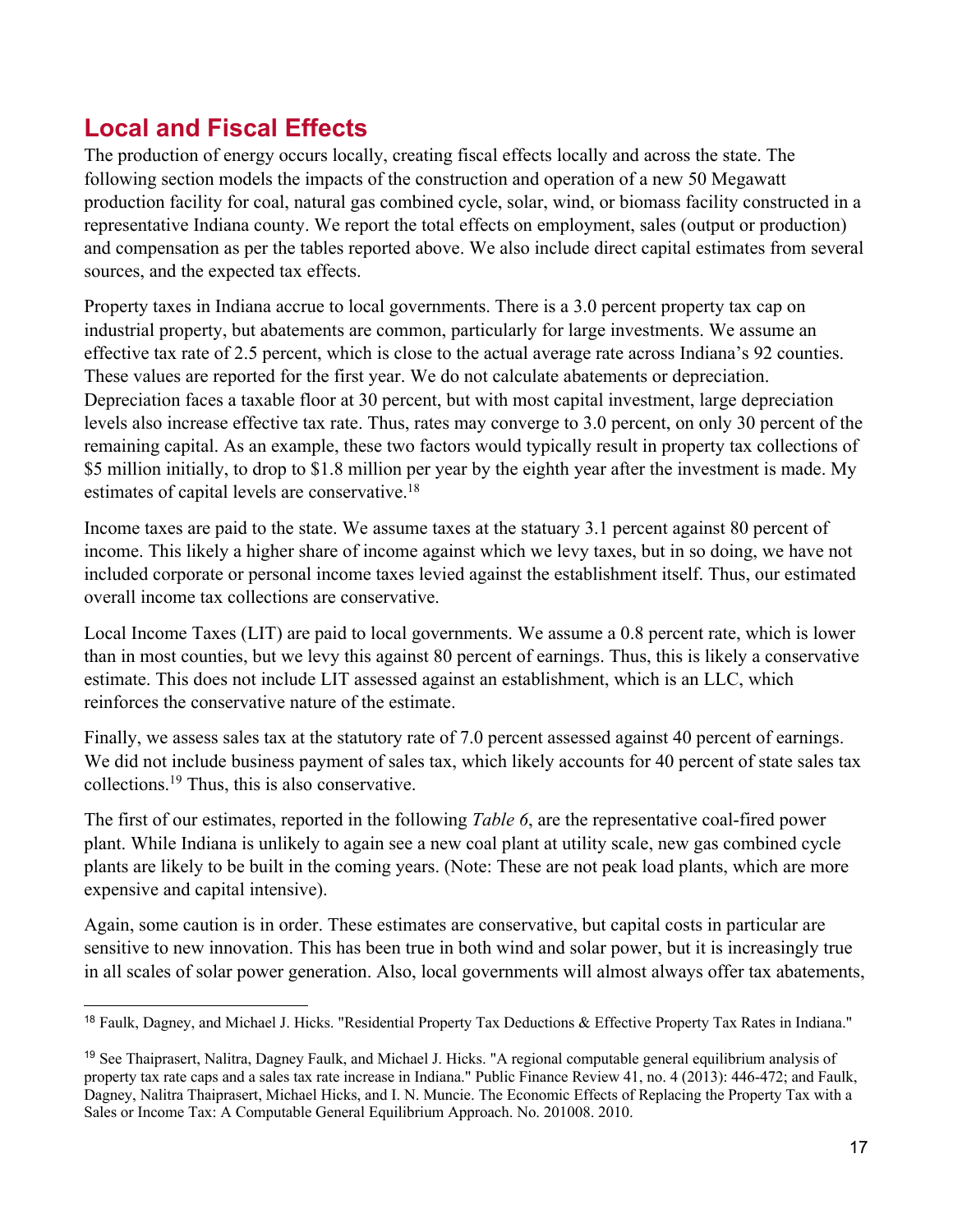## Local and Fiscal Effects

The production of energy occurs locally, creating fiscal effects locally and across the state. The following section models the impacts of the construction and operation of a new 50 Megawatt production facility for coal, natural gas combined cycle, solar, wind, or biomass facility constructed in a representative Indiana county. We report the total effects on employment, sales (output or production) and compensation as per the tables reported above. We also include direct capital estimates from several sources, and the expected tax effects.

Property taxes in Indiana accrue to local governments. There is a 3.0 percent property tax cap on industrial property, but abatements are common, particularly for large investments. We assume an effective tax rate of 2.5 percent, which is close to the actual average rate across Indiana's 92 counties. These values are reported for the first year. We do not calculate abatements or depreciation. Depreciation faces a taxable floor at 30 percent, but with most capital investment, large depreciation levels also increase effective tax rate. Thus, rates may converge to 3.0 percent, on only 30 percent of the remaining capital. As an example, these two factors would typically result in property tax collections of $5 million initially, to drop to $1.8 million per year by the eighth year after the investment is made. My estimates of capital levels are conservative.[18]

Income taxes are paid to the state. We assume taxes at the statuary 3.1 percent against 80 percent of income. This likely a higher share of income against which we levy taxes, but in so doing, we have not included corporate or personal income taxes levied against the establishment itself. Thus, our estimated overall income tax collections are conservative.

Local Income Taxes (LIT) are paid to local governments. We assume a 0.8 percent rate, which is lower than in most counties, but we levy this against 80 percent of earnings. Thus, this is likely a conservative estimate. This does not include LIT assessed against an establishment, which is an LLC, which reinforces the conservative nature of the estimate.

Finally, we assess sales tax at the statutory rate of 7.0 percent assessed against 40 percent of earnings. We did not include business payment of sales tax, which likely accounts for 40 percent of state sales tax collections.[19] Thus, this is also conservative.

The first of our estimates, reported in the following *Table 6*, are the representative coal-fired power plant. While Indiana is unlikely to again see a new coal plant at utility scale, new gas combined cycle plants are likely to be built in the coming years. (Note: These are not peak load plants, which are more expensive and capital intensive).

Again, some caution is in order. These estimates are conservative, but capital costs in particular are sensitive to new innovation. This has been true in both wind and solar power, but it is increasingly true in all scales of solar power generation. Also, local governments will almost always offer tax abatements,

---

[18] Faulk, Dagney, and Michael J. Hicks. "Residential Property Tax Deductions & Effective Property Tax Rates in Indiana."

[19] See Thaiprasert, Nalitra, Dagney Faulk, and Michael J. Hicks. "A regional computable general equilibrium analysis of property tax rate caps and a sales tax rate increase in Indiana." Public Finance Review 41, no. 4 (2013): 446-472; and Faulk, Dagney, Nalitra Thaiprasert, Michael Hicks, and I. N. Muncie. The Economic Effects of Replacing the Property Tax with a Sales or Income Tax: A Computable General Equilibrium Approach. No. 201008. 2010.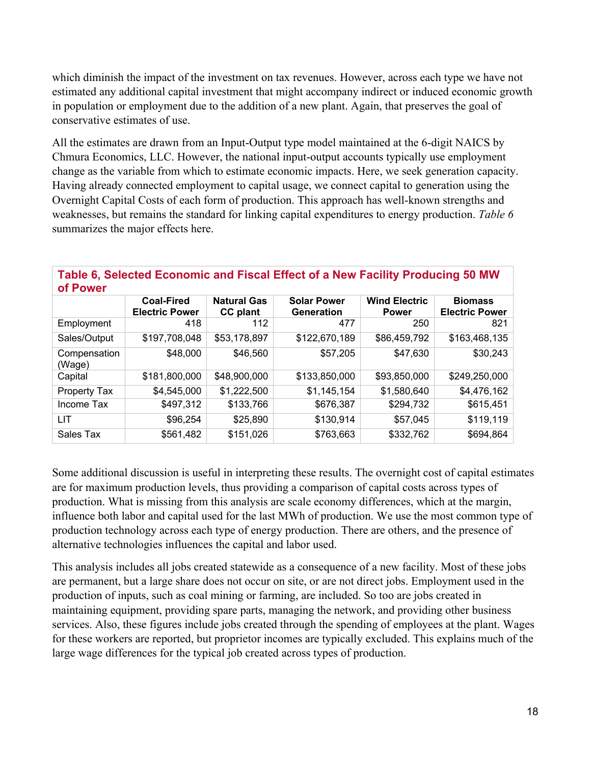which diminish the impact of the investment on tax revenues. However, across each type we have not estimated any additional capital investment that might accompany indirect or induced economic growth in population or employment due to the addition of a new plant. Again, that preserves the goal of conservative estimates of use.

All the estimates are drawn from an Input-Output type model maintained at the 6-digit NAICS by Chmura Economics, LLC. However, the national input-output accounts typically use employment change as the variable from which to estimate economic impacts. Here, we seek generation capacity. Having already connected employment to capital usage, we connect capital to generation using the Overnight Capital Costs of each form of production. This approach has well-known strengths and weaknesses, but remains the standard for linking capital expenditures to energy production. *Table 6* summarizes the major effects here.

**Table 6, Selected Economic and Fiscal Effect of a New Facility Producing 50 MW of Power**

| | Coal-Fired Electric Power | Natural Gas CC plant | Solar Power Generation | Wind Electric Power | Biomass Electric Power |
|---|---|---|---|---|---|
| Employment | 418 | 112 | 477 | 250 | 821 |
| Sales/Output | $197,708,048 | $53,178,897 | $122,670,189 | $86,459,792 | $163,468,135 |
| Compensation (Wage) | $48,000 | $46,560 | $57,205 | $47,630 | $30,243 |
| Capital | $181,800,000 | $48,900,000 | $133,850,000 | $93,850,000 | $249,250,000 |
| Property Tax | $4,545,000 | $1,222,500 | $1,145,154 | $1,580,640 | $4,476,162 |
| Income Tax | $497,312 | $133,766 | $676,387 | $294,732 | $615,451 |
| LIT | $96,254 | $25,890 | $130,914 | $57,045 | $119,119 |
| Sales Tax | $561,482 | $151,026 | $763,663 | $332,762 | $694,864 |

Some additional discussion is useful in interpreting these results. The overnight cost of capital estimates are for maximum production levels, thus providing a comparison of capital costs across types of production. What is missing from this analysis are scale economy differences, which at the margin, influence both labor and capital used for the last MWh of production. We use the most common type of production technology across each type of energy production. There are others, and the presence of alternative technologies influences the capital and labor used.

This analysis includes all jobs created statewide as a consequence of a new facility. Most of these jobs are permanent, but a large share does not occur on site, or are not direct jobs. Employment used in the production of inputs, such as coal mining or farming, are included. So too are jobs created in maintaining equipment, providing spare parts, managing the network, and providing other business services. Also, these figures include jobs created through the spending of employees at the plant. Wages for these workers are reported, but proprietor incomes are typically excluded. This explains much of the large wage differences for the typical job created across types of production.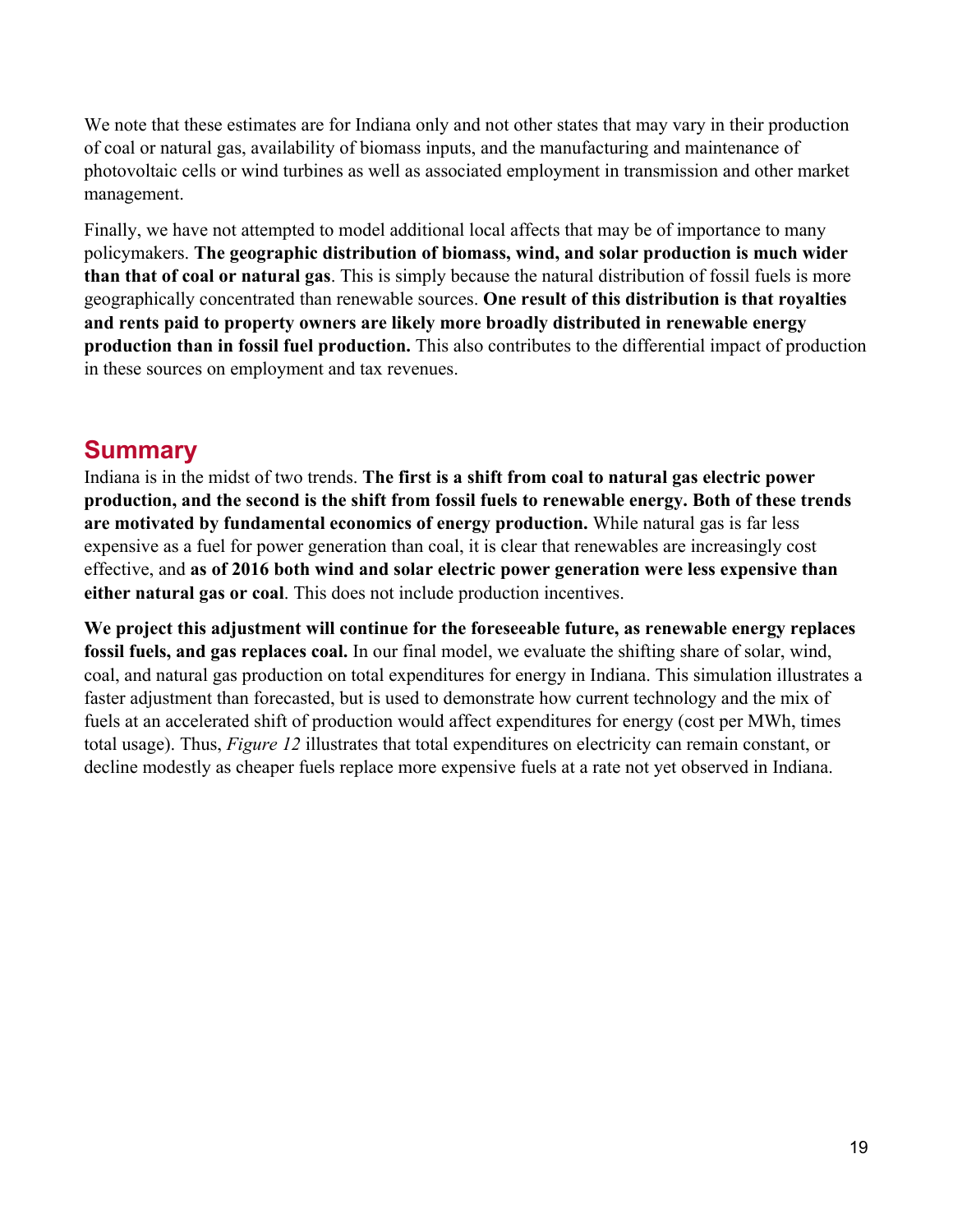We note that these estimates are for Indiana only and not other states that may vary in their production of coal or natural gas, availability of biomass inputs, and the manufacturing and maintenance of photovoltaic cells or wind turbines as well as associated employment in transmission and other market management.

Finally, we have not attempted to model additional local affects that may be of importance to many policymakers. **The geographic distribution of biomass, wind, and solar production is much wider than that of coal or natural gas**. This is simply because the natural distribution of fossil fuels is more geographically concentrated than renewable sources. **One result of this distribution is that royalties and rents paid to property owners are likely more broadly distributed in renewable energy production than in fossil fuel production.** This also contributes to the differential impact of production in these sources on employment and tax revenues.

## Summary

Indiana is in the midst of two trends. **The first is a shift from coal to natural gas electric power production, and the second is the shift from fossil fuels to renewable energy. Both of these trends are motivated by fundamental economics of energy production.** While natural gas is far less expensive as a fuel for power generation than coal, it is clear that renewables are increasingly cost effective, and **as of 2016 both wind and solar electric power generation were less expensive than either natural gas or coal**. This does not include production incentives.

**We project this adjustment will continue for the foreseeable future, as renewable energy replaces fossil fuels, and gas replaces coal.** In our final model, we evaluate the shifting share of solar, wind, coal, and natural gas production on total expenditures for energy in Indiana. This simulation illustrates a faster adjustment than forecasted, but is used to demonstrate how current technology and the mix of fuels at an accelerated shift of production would affect expenditures for energy (cost per MWh, times total usage). Thus, *Figure 12* illustrates that total expenditures on electricity can remain constant, or decline modestly as cheaper fuels replace more expensive fuels at a rate not yet observed in Indiana.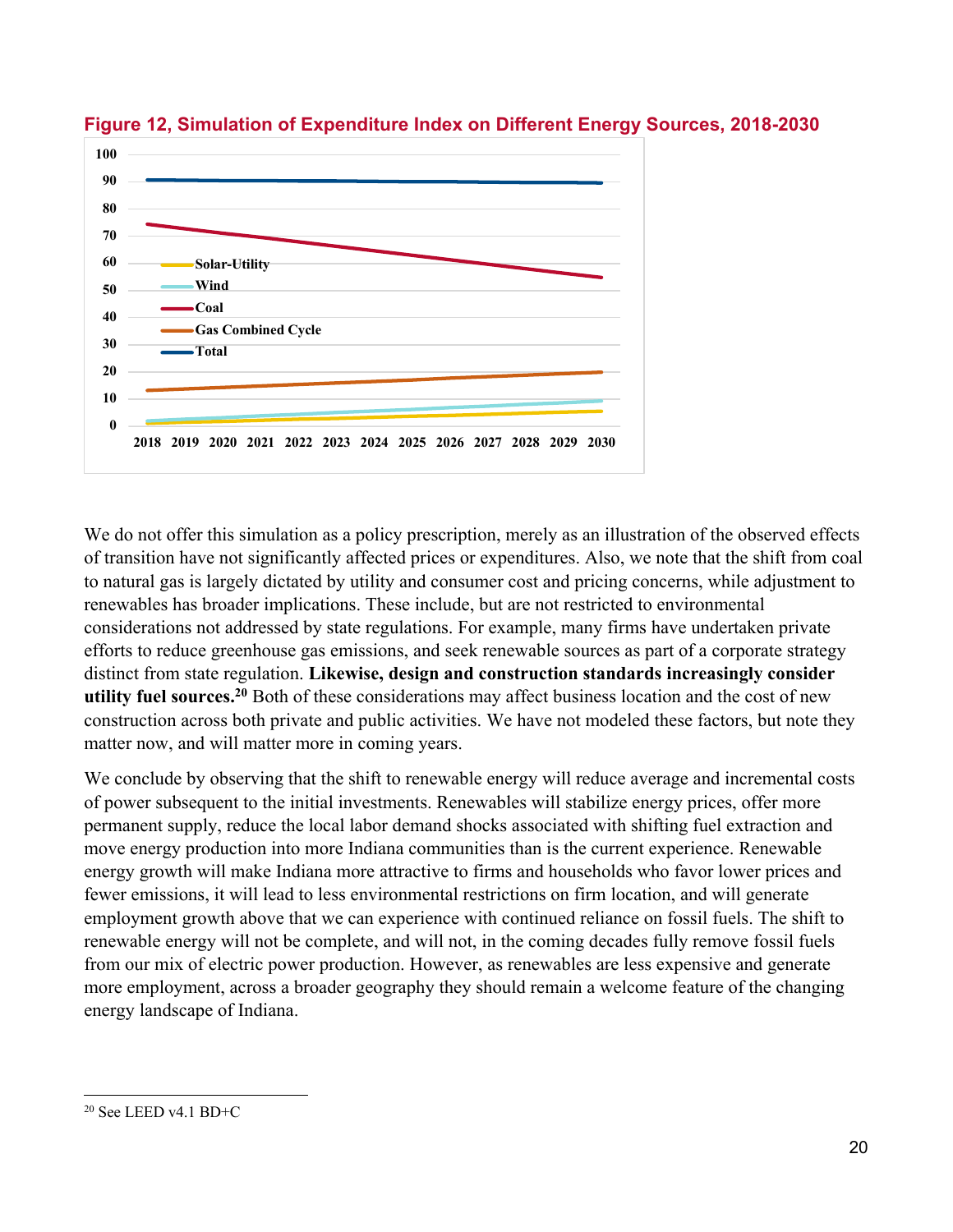**Figure 12, Simulation of Expenditure Index on Different Energy Sources, 2018-2030**

We do not offer this simulation as a policy prescription, merely as an illustration of the observed effects of transition have not significantly affected prices or expenditures. Also, we note that the shift from coal to natural gas is largely dictated by utility and consumer cost and pricing concerns, while adjustment to renewables has broader implications. These include, but are not restricted to environmental considerations not addressed by state regulations. For example, many firms have undertaken private efforts to reduce greenhouse gas emissions, and seek renewable sources as part of a corporate strategy distinct from state regulation. **Likewise, design and construction standards increasingly consider utility fuel sources.**[20] Both of these considerations may affect business location and the cost of new construction across both private and public activities. We have not modeled these factors, but note they matter now, and will matter more in coming years.

We conclude by observing that the shift to renewable energy will reduce average and incremental costs of power subsequent to the initial investments. Renewables will stabilize energy prices, offer more permanent supply, reduce the local labor demand shocks associated with shifting fuel extraction and move energy production into more Indiana communities than is the current experience. Renewable energy growth will make Indiana more attractive to firms and households who favor lower prices and fewer emissions, it will lead to less environmental restrictions on firm location, and will generate employment growth above that we can experience with continued reliance on fossil fuels. The shift to renewable energy will not be complete, and will not, in the coming decades fully remove fossil fuels from our mix of electric power production. However, as renewables are less expensive and generate more employment, across a broader geography they should remain a welcome feature of the changing energy landscape of Indiana.

[20] See LEED v4.1 BD+C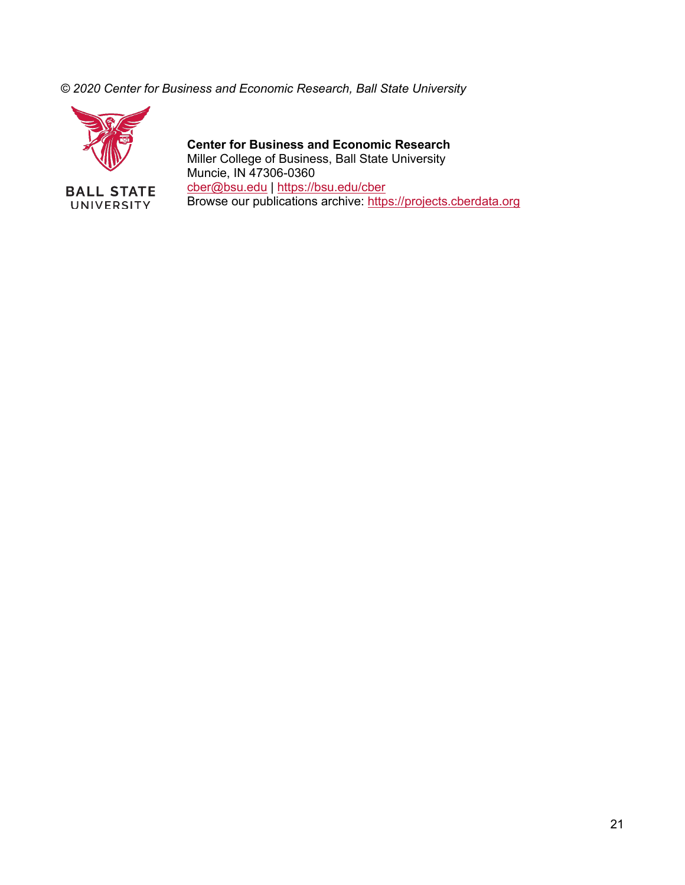*© 2020 Center for Business and Economic Research, Ball State University*

BALL STATE UNIVERSITY

**Center for Business and Economic Research**
Miller College of Business, Ball State University
Muncie, IN 47306-0360
cber@bsu.edu | https://bsu.edu/cber
Browse our publications archive: https://projects.cberdata.org